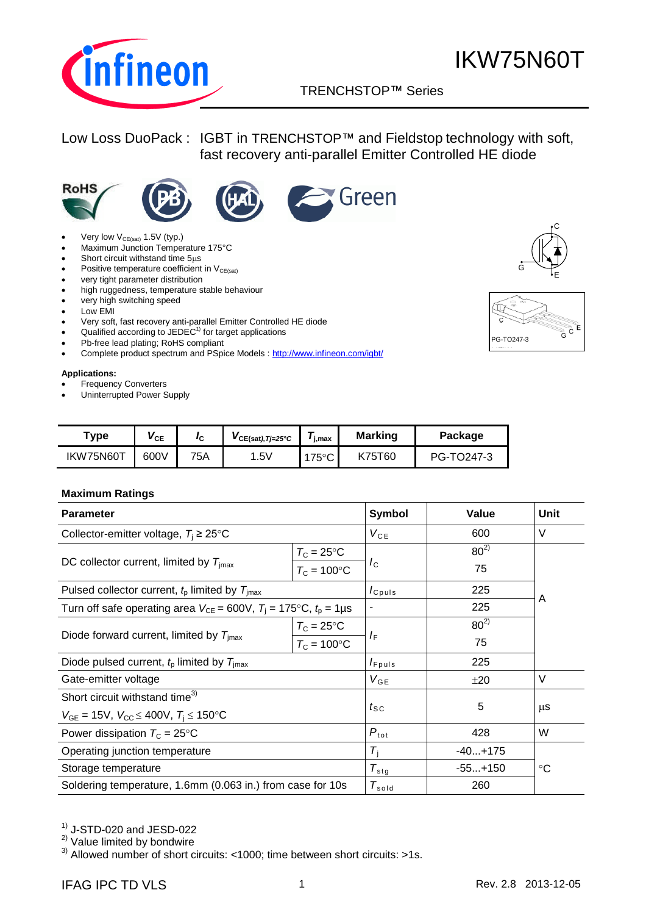# IKW75N60T

TRENCHSTOP™ Series

Low Loss DuoPack : IGBT in TRENCHSTOP™ and Fieldstop technology with soft, fast recovery anti-parallel Emitter Controlled HE diode

- Very low $V_{CE(sat)}$ 1.5V (typ.)
- Maximum Junction Temperature 175°C
- Short circuit withstand time 5μs
- Positive temperature coefficient in $V_{CE(sat)}$
- very tight parameter distribution
- high ruggedness, temperature stable behaviour
- very high switching speed
- Low EMI
- Very soft, fast recovery anti-parallel Emitter Controlled HE diode
- Qualified according to JEDEC[1] for target applications
- Pb-free lead plating; RoHS compliant
- Complete product spectrum and PSpice Models : http://www.infineon.com/igbt/

PG-TO247-3

**Applications:**

- Frequency Converters
- Uninterrupted Power Supply

| Type | $V_{CE}$ | $I_C$ | $V_{CE(sat),Tj=25°C}$ | $T_{j,max}$ | Marking | Package |
|---|---|---|---|---|---|---|
| IKW75N60T | 600V | 75A | 1.5V | 175°C | K75T60 | PG-TO247-3 |

**Maximum Ratings**

| Parameter | | Symbol | Value | Unit |
|---|---|---|---|---|
| Collector-emitter voltage, $T_j \geq 25°C$ | | $V_{CE}$ | 600 | V |
| DC collector current, limited by $T_{jmax}$ | $T_C = 25°C$ | $I_C$ | 80[2] | A |
| | $T_C = 100°C$ | | 75 | |
| Pulsed collector current, $t_p$ limited by $T_{jmax}$ | | $I_{Cpuls}$ | 225 | |
| Turn off safe operating area $V_{CE} = 600V$, $T_j = 175°C$, $t_p = 1μs$ | | - | 225 | |
| Diode forward current, limited by $T_{jmax}$ | $T_C = 25°C$ | $I_F$ | 80[2] | |
| | $T_C = 100°C$ | | 75 | |
| Diode pulsed current, $t_p$ limited by $T_{jmax}$ | | $I_{Fpuls}$ | 225 | |
| Gate-emitter voltage | | $V_{GE}$ | ±20 | V |
| Short circuit withstand time[3] $V_{GE} = 15V$, $V_{CC} \leq 400V$, $T_j \leq 150°C$ | | $t_{SC}$ | 5 | μs |
| Power dissipation $T_C = 25°C$ | | $P_{tot}$ | 428 | W |
| Operating junction temperature | | $T_j$ | -40...+175 | °C |
| Storage temperature | | $T_{stg}$ | -55...+150 | |
| Soldering temperature, 1.6mm (0.063 in.) from case for 10s | | $T_{sold}$ | 260 | |

[1] J-STD-020 and JESD-022
[2] Value limited by bondwire
[3] Allowed number of short circuits: <1000; time between short circuits: >1s.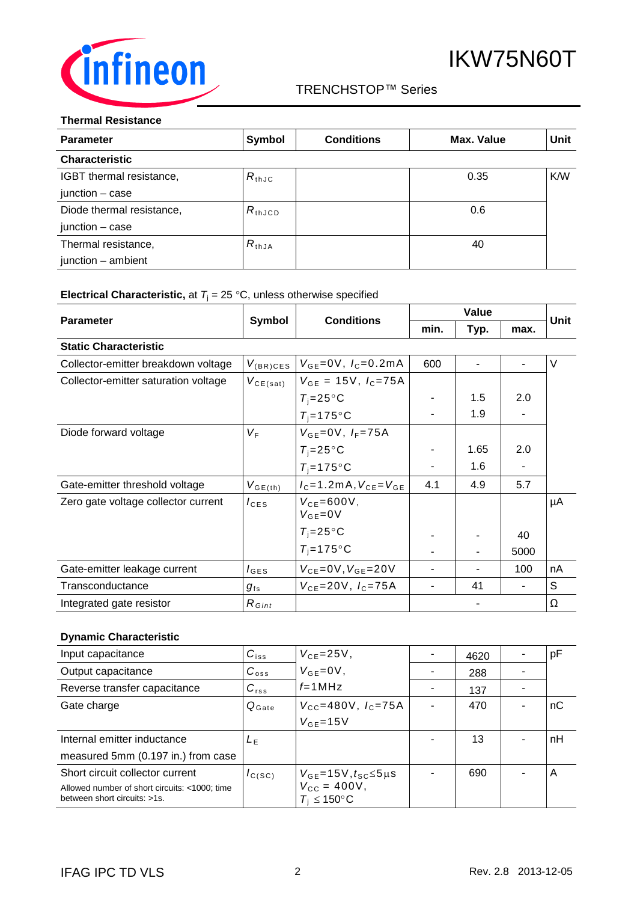### Thermal Resistance

| Parameter | Symbol | Conditions | Max. Value | Unit |
|---|---|---|---|---|
| **Characteristic** | | | | |
| IGBT thermal resistance, junction – case | $R_{thJC}$ | | 0.35 | K/W |
| Diode thermal resistance, junction – case | $R_{thJCD}$ | | 0.6 | |
| Thermal resistance, junction – ambient | $R_{thJA}$ | | 40 | |

### Electrical Characteristic, at $T_j$ = 25 °C, unless otherwise specified

| Parameter | Symbol | Conditions | Value | | | Unit |
|---|---|---|---|---|---|---|
| | | | min. | Typ. | max. | |
| **Static Characteristic** | | | | | | |
| Collector-emitter breakdown voltage | $V_{(BR)CES}$ | $V_{GE}$=0V, $I_C$=0.2mA | 600 | - | - | V |
| Collector-emitter saturation voltage | $V_{CE(sat)}$ | $V_{GE}$ = 15V, $I_C$=75A | | | | |
| | | $T_j$=25°C | - | 1.5 | 2.0 | |
| | | $T_j$=175°C | - | 1.9 | - | |
| Diode forward voltage | $V_F$ | $V_{GE}$=0V, $I_F$=75A | | | | |
| | | $T_j$=25°C | - | 1.65 | 2.0 | |
| | | $T_j$=175°C | - | 1.6 | - | |
| Gate-emitter threshold voltage | $V_{GE(th)}$ | $I_C$=1.2mA, $V_{CE}$=$V_{GE}$ | 4.1 | 4.9 | 5.7 | |
| Zero gate voltage collector current | $I_{CES}$ | $V_{CE}$=600V, $V_{GE}$=0V | | | | µA |
| | | $T_j$=25°C | - | - | 40 | |
| | | $T_j$=175°C | - | - | 5000 | |
| Gate-emitter leakage current | $I_{GES}$ | $V_{CE}$=0V, $V_{GE}$=20V | - | - | 100 | nA |
| Transconductance | $g_{fs}$ | $V_{CE}$=20V, $I_C$=75A | - | 41 | - | S |
| Integrated gate resistor | $R_{Gint}$ | | | - | | Ω |

### Dynamic Characteristic

| Parameter | Symbol | Conditions | min. | Typ. | max. | Unit |
|---|---|---|---|---|---|---|
| Input capacitance | $C_{iss}$ | $V_{CE}$=25V, $V_{GE}$=0V, $f$=1MHz | - | 4620 | - | pF |
| Output capacitance | $C_{oss}$ | | - | 288 | - | |
| Reverse transfer capacitance | $C_{rss}$ | | - | 137 | - | |
| Gate charge | $Q_{Gate}$ | $V_{CC}$=480V, $I_C$=75A, $V_{GE}$=15V | - | 470 | - | nC |
| Internal emitter inductance measured 5mm (0.197 in.) from case | $L_E$ | | - | 13 | - | nH |
| Short circuit collector current<br>Allowed number of short circuits: <1000; time between short circuits: >1s. | $I_{C(SC)}$ | $V_{GE}$=15V, $t_{SC}$≤5µs, $V_{CC}$ = 400V, $T_j$ ≤ 150°C | - | 690 | - | A |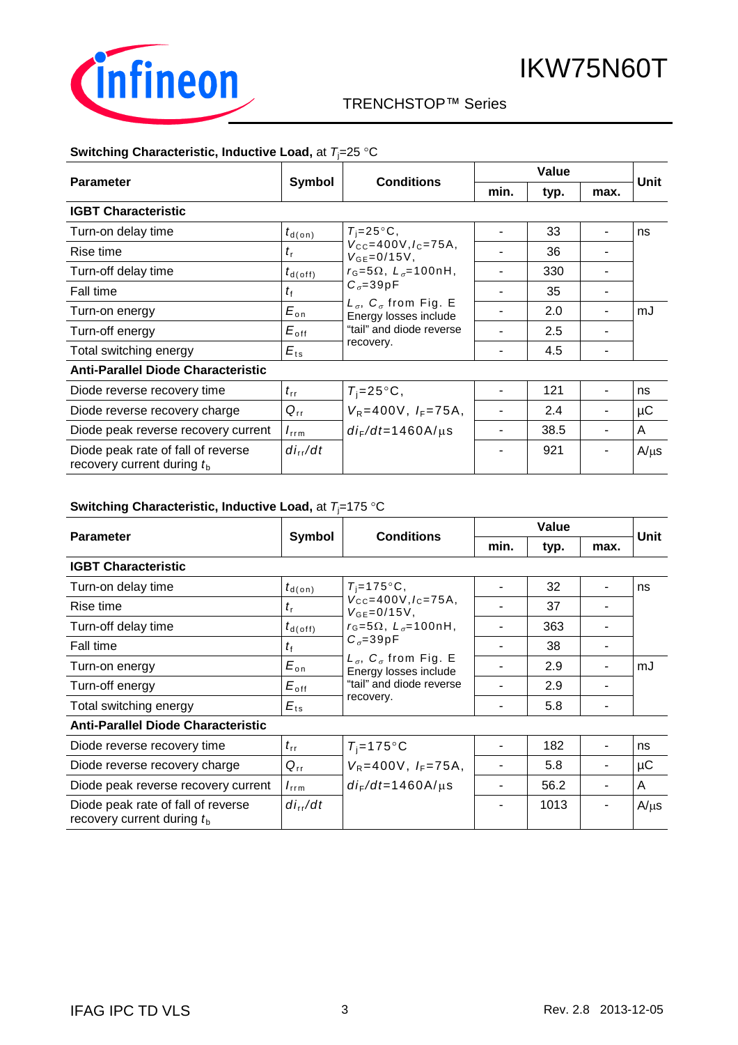**Switching Characteristic, Inductive Load,** at $T_j$=25 °C

| Parameter | Symbol | Conditions | Value | | | Unit |
|---|---|---|---|---|---|---|
| | | | min. | typ. | max. | |
| **IGBT Characteristic** | | | | | | |
| Turn-on delay time | $t_{d(on)}$ | $T_j$=25°C, $V_{CC}$=400V, $I_C$=75A, $V_{GE}$=0/15V, $r_G$=5Ω, $L_\sigma$=100nH, $C_\sigma$=39pF $L_\sigma$, $C_\sigma$ from Fig. E Energy losses include "tail" and diode reverse recovery. | - | 33 | - | ns |
| Rise time | $t_r$ | | - | 36 | - | |
| Turn-off delay time | $t_{d(off)}$ | | - | 330 | - | |
| Fall time | $t_f$ | | - | 35 | - | |
| Turn-on energy | $E_{on}$ | | - | 2.0 | - | mJ |
| Turn-off energy | $E_{off}$ | | - | 2.5 | - | |
| Total switching energy | $E_{ts}$ | | - | 4.5 | - | |
| **Anti-Parallel Diode Characteristic** | | | | | | |
| Diode reverse recovery time | $t_{rr}$ | $T_j$=25°C, $V_R$=400V, $I_F$=75A, $di_F/dt$=1460A/µs | - | 121 | - | ns |
| Diode reverse recovery charge | $Q_{rr}$ | | - | 2.4 | - | µC |
| Diode peak reverse recovery current | $I_{rrm}$ | | - | 38.5 | - | A |
| Diode peak rate of fall of reverse recovery current during $t_b$ | $di_{rr}/dt$ | | - | 921 | - | A/µs |

**Switching Characteristic, Inductive Load,** at $T_j$=175 °C

| Parameter | Symbol | Conditions | Value | | | Unit |
|---|---|---|---|---|---|---|
| | | | min. | typ. | max. | |
| **IGBT Characteristic** | | | | | | |
| Turn-on delay time | $t_{d(on)}$ | $T_j$=175°C, $V_{CC}$=400V, $I_C$=75A, $V_{GE}$=0/15V, $r_G$=5Ω, $L_\sigma$=100nH, $C_\sigma$=39pF $L_\sigma$, $C_\sigma$ from Fig. E Energy losses include "tail" and diode reverse recovery. | - | 32 | - | ns |
| Rise time | $t_r$ | | - | 37 | - | |
| Turn-off delay time | $t_{d(off)}$ | | - | 363 | - | |
| Fall time | $t_f$ | | - | 38 | - | |
| Turn-on energy | $E_{on}$ | | - | 2.9 | - | mJ |
| Turn-off energy | $E_{off}$ | | - | 2.9 | - | |
| Total switching energy | $E_{ts}$ | | - | 5.8 | - | |
| **Anti-Parallel Diode Characteristic** | | | | | | |
| Diode reverse recovery time | $t_{rr}$ | $T_j$=175°C $V_R$=400V, $I_F$=75A, $di_F/dt$=1460A/µs | - | 182 | - | ns |
| Diode reverse recovery charge | $Q_{rr}$ | | - | 5.8 | - | µC |
| Diode peak reverse recovery current | $I_{rrm}$ | | - | 56.2 | - | A |
| Diode peak rate of fall of reverse recovery current during $t_b$ | $di_{rr}/dt$ | | - | 1013 | - | A/µs |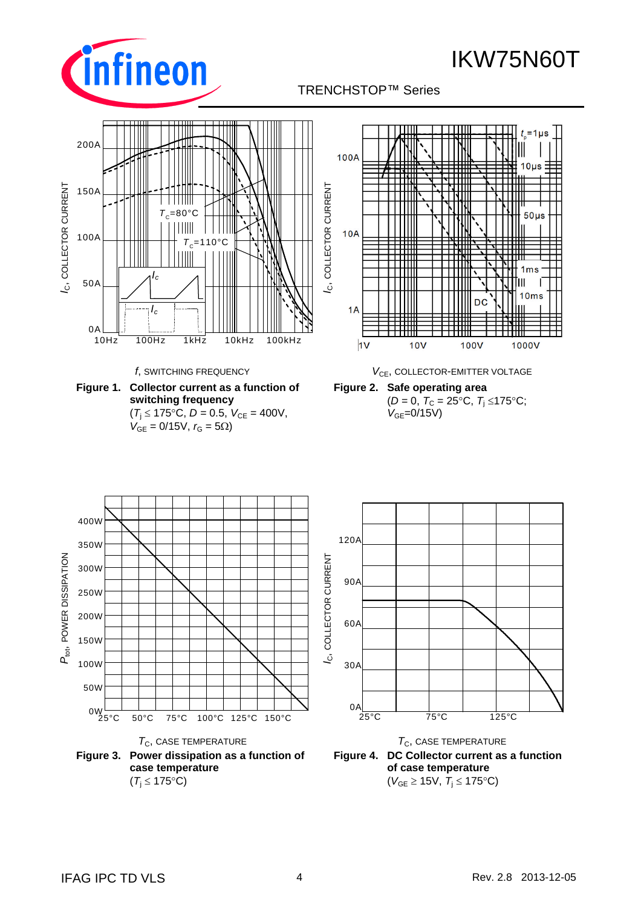**Figure 1. Collector current as a function of switching frequency**
($T_j \leq 175°C$, $D = 0.5$, $V_{CE} = 400V$, $V_{GE} = 0/15V$, $r_G = 5\Omega$)

**Figure 2. Safe operating area**
($D = 0$, $T_C = 25°C$, $T_j \leq 175°C$; $V_{GE}=0/15V$)

**Figure 3. Power dissipation as a function of case temperature**
($T_j \leq 175°C$)

**Figure 4. DC Collector current as a function of case temperature**
($V_{GE} \geq 15V$, $T_j \leq 175°C$)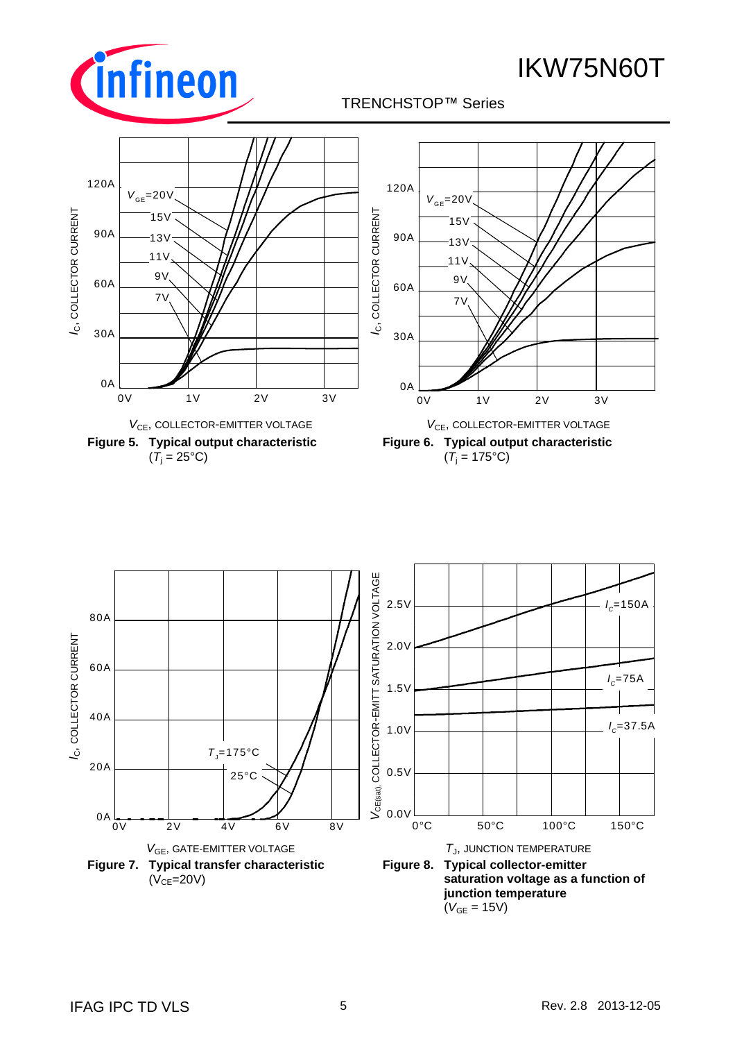![Figure 5: $I_C$, COLLECTOR CURRENT vs. $V_{CE}$, COLLECTOR-EMITTER VOLTAGE; curves for $V_{GE}$=20V, 15V, 13V, 11V, 9V, 7V]

**Figure 5. Typical output characteristic**
($T_j$ = 25°C)

![Figure 6: $I_C$, COLLECTOR CURRENT vs. $V_{CE}$, COLLECTOR-EMITTER VOLTAGE; curves for $V_{GE}$=20V, 15V, 13V, 11V, 9V, 7V]

**Figure 6. Typical output characteristic**
($T_j$ = 175°C)

![Figure 7: $I_C$, COLLECTOR CURRENT vs. $V_{GE}$, GATE-EMITTER VOLTAGE; curves for $T_J$=175°C and 25°C]

**Figure 7. Typical transfer characteristic**
($V_{CE}$=20V)

![Figure 8: $V_{CE(sat)}$, COLLECTOR-EMITT SATURATION VOLTAGE vs. $T_J$, JUNCTION TEMPERATURE; curves for $I_C$=150A, $I_C$=75A, $I_C$=37.5A]

**Figure 8. Typical collector-emitter saturation voltage as a function of junction temperature**
($V_{GE}$ = 15V)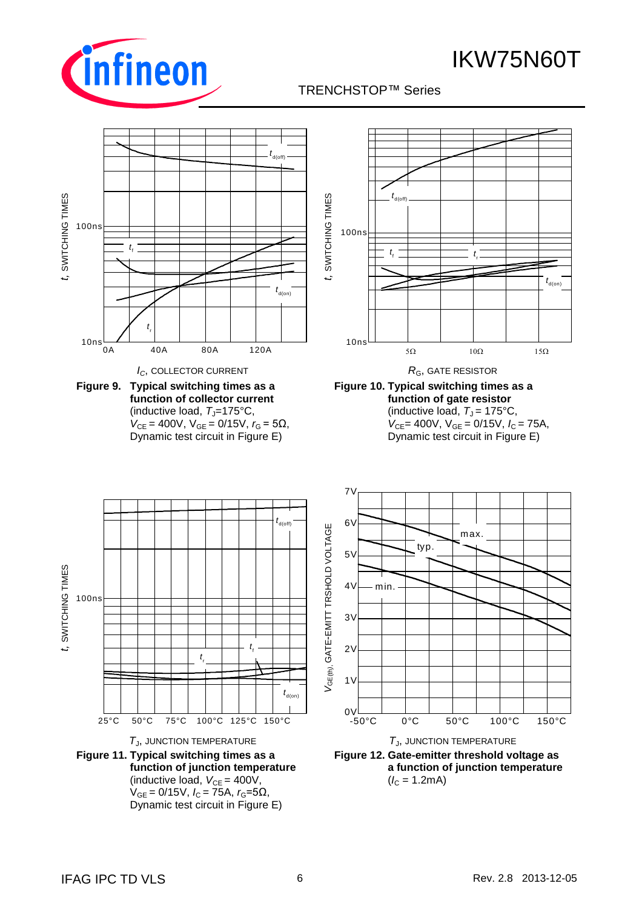Figure 9. **Typical switching times as a function of collector current**
(inductive load, $T_J$=175°C, $V_{CE}$ = 400V, $V_{GE}$ = 0/15V, $r_G$ = 5Ω, Dynamic test circuit in Figure E)

Figure 10. **Typical switching times as a function of gate resistor**
(inductive load, $T_J$ = 175°C, $V_{CE}$= 400V, $V_{GE}$ = 0/15V, $I_C$ = 75A, Dynamic test circuit in Figure E)

Figure 11. **Typical switching times as a function of junction temperature**
(inductive load, $V_{CE}$ = 400V, $V_{GE}$ = 0/15V, $I_C$ = 75A, $r_G$=5Ω, Dynamic test circuit in Figure E)

Figure 12. **Gate-emitter threshold voltage as a function of junction temperature**
($I_C$ = 1.2mA)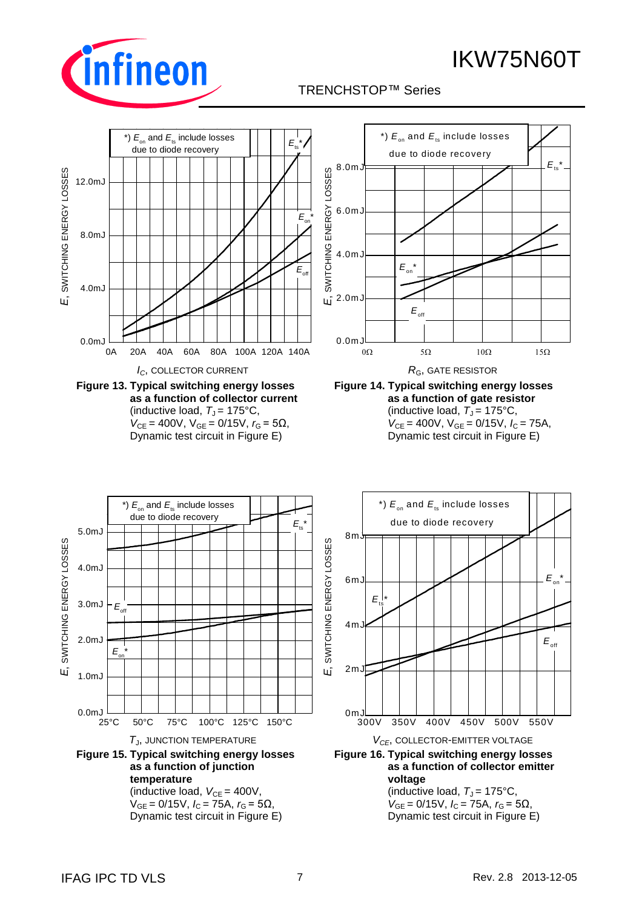*) $E_{on}$ and $E_{ts}$ include losses due to diode recovery

$E_{ts}$*, $E_{on}$*, $E_{off}$

$E$, SWITCHING ENERGY LOSSES: 0.0mJ, 4.0mJ, 8.0mJ, 12.0mJ

0A, 20A, 40A, 60A, 80A, 100A, 120A, 140A

$I_C$, COLLECTOR CURRENT

**Figure 13. Typical switching energy losses as a function of collector current**
(inductive load, $T_J$ = 175°C, $V_{CE}$ = 400V, $V_{GE}$ = 0/15V, $r_G$ = 5Ω, Dynamic test circuit in Figure E)

*) $E_{on}$ and $E_{ts}$ include losses due to diode recovery

$E_{ts}$*, $E_{on}$*, $E_{off}$

$E$, SWITCHING ENERGY LOSSES: 0.0mJ, 2.0mJ, 4.0mJ, 6.0mJ, 8.0mJ

0Ω, 5Ω, 10Ω, 15Ω

$R_G$, GATE RESISTOR

**Figure 14. Typical switching energy losses as a function of gate resistor**
(inductive load, $T_J$ = 175°C, $V_{CE}$ = 400V, $V_{GE}$ = 0/15V, $I_C$ = 75A, Dynamic test circuit in Figure E)

*) $E_{on}$ and $E_{ts}$ include losses due to diode recovery

$E_{ts}$*, $E_{off}$, $E_{on}$*

$E$, SWITCHING ENERGY LOSSES: 0.0mJ, 1.0mJ, 2.0mJ, 3.0mJ, 4.0mJ, 5.0mJ

25°C, 50°C, 75°C, 100°C, 125°C, 150°C

$T_J$, JUNCTION TEMPERATURE

**Figure 15. Typical switching energy losses as a function of junction temperature**
(inductive load, $V_{CE}$ = 400V, $V_{GE}$ = 0/15V, $I_C$ = 75A, $r_G$ = 5Ω, Dynamic test circuit in Figure E)

*) $E_{on}$ and $E_{ts}$ include losses due to diode recovery

$E_{ts}$*, $E_{on}$*, $E_{off}$

$E$, SWITCHING ENERGY LOSSES: 0mJ, 2mJ, 4mJ, 6mJ, 8mJ

300V, 350V, 400V, 450V, 500V, 550V

$V_{CE}$, COLLECTOR-EMITTER VOLTAGE

**Figure 16. Typical switching energy losses as a function of collector emitter voltage**
(inductive load, $T_J$ = 175°C, $V_{GE}$ = 0/15V, $I_C$ = 75A, $r_G$ = 5Ω, Dynamic test circuit in Figure E)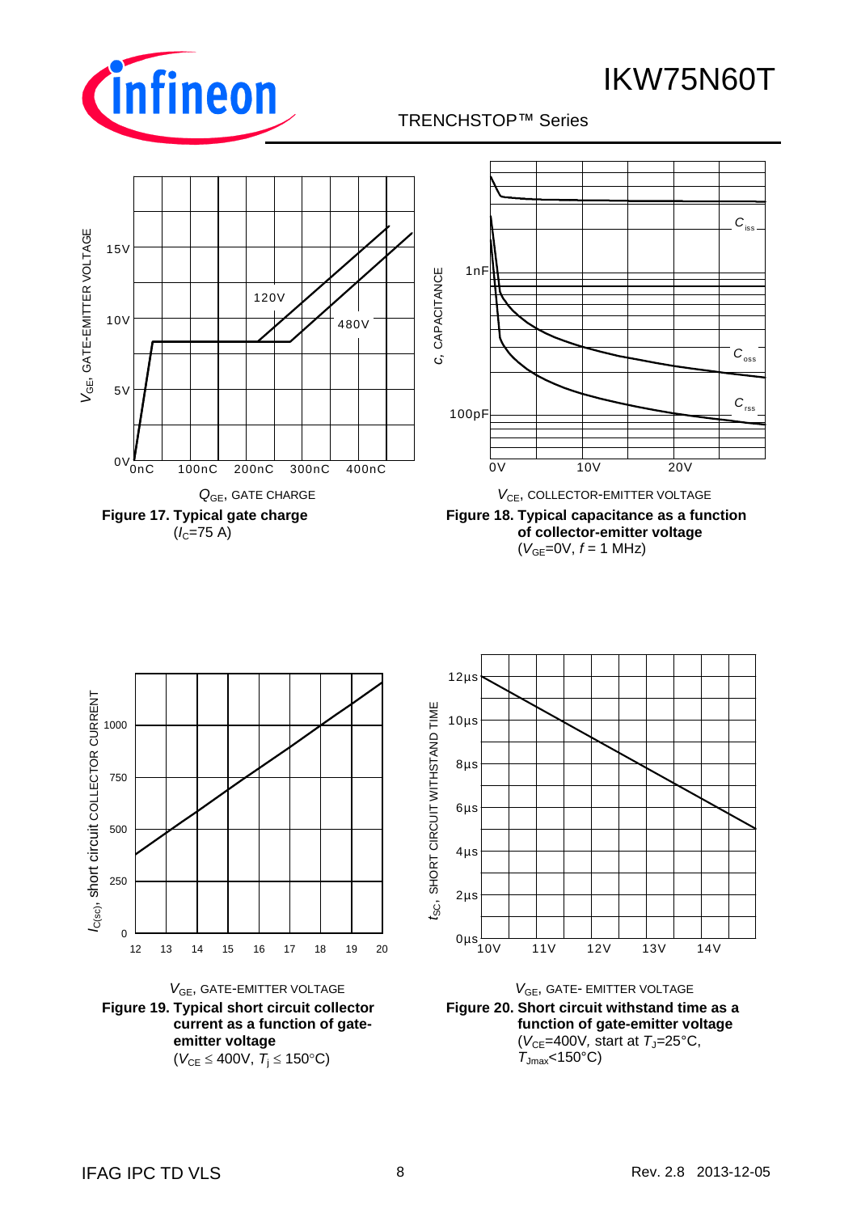$V_{GE}$, GATE-EMITTER VOLTAGE

$Q_{GE}$, GATE CHARGE

**Figure 17. Typical gate charge**
($I_C$=75 A)

$c$, CAPACITANCE

$V_{CE}$, COLLECTOR-EMITTER VOLTAGE

**Figure 18. Typical capacitance as a function of collector-emitter voltage**
($V_{GE}$=0V, $f$ = 1 MHz)

$I_{C(sc)}$, short circuit COLLECTOR CURRENT

$V_{GE}$, GATE-EMITTER VOLTAGE

**Figure 19. Typical short circuit collector current as a function of gate-emitter voltage**
($V_{CE} \leq$ 400V, $T_j \leq$ 150°C)

$t_{SC}$, SHORT CIRCUIT WITHSTAND TIME

$V_{GE}$, GATE- EMITTER VOLTAGE

**Figure 20. Short circuit withstand time as a function of gate-emitter voltage**
($V_{CE}$=400V, start at $T_J$=25°C, $T_{Jmax}$<150°C)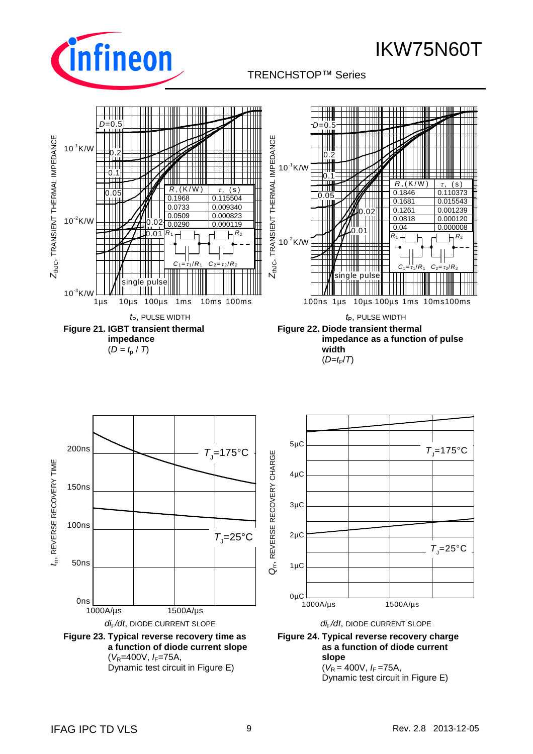| $R$, (K/W) | $\tau$, (s) |
|---|---|
| 0.1968 | 0.115504 |
| 0.0733 | 0.009340 |
| 0.0509 | 0.000823 |
| 0.0290 | 0.000119 |

$C_1 = \tau_1/R_1$   $C_2 = \tau_2/R_2$

**Figure 21. IGBT transient thermal impedance**
($D = t_p / T$)

| $R$, (K/W) | $\tau$, (s) |
|---|---|
| 0.1846 | 0.110373 |
| 0.1681 | 0.015543 |
| 0.1261 | 0.001239 |
| 0.0818 | 0.000120 |
| 0.04 | 0.000008 |

$C_1 = \tau_1/R_1$   $C_2 = \tau_2/R_2$

**Figure 22. Diode transient thermal impedance as a function of pulse width**
($D = t_P/T$)

**Figure 23. Typical reverse recovery time as a function of diode current slope**
($V_R$=400V, $I_F$=75A,
Dynamic test circuit in Figure E)

**Figure 24. Typical reverse recovery charge as a function of diode current slope**
($V_R$ = 400V, $I_F$ =75A,
Dynamic test circuit in Figure E)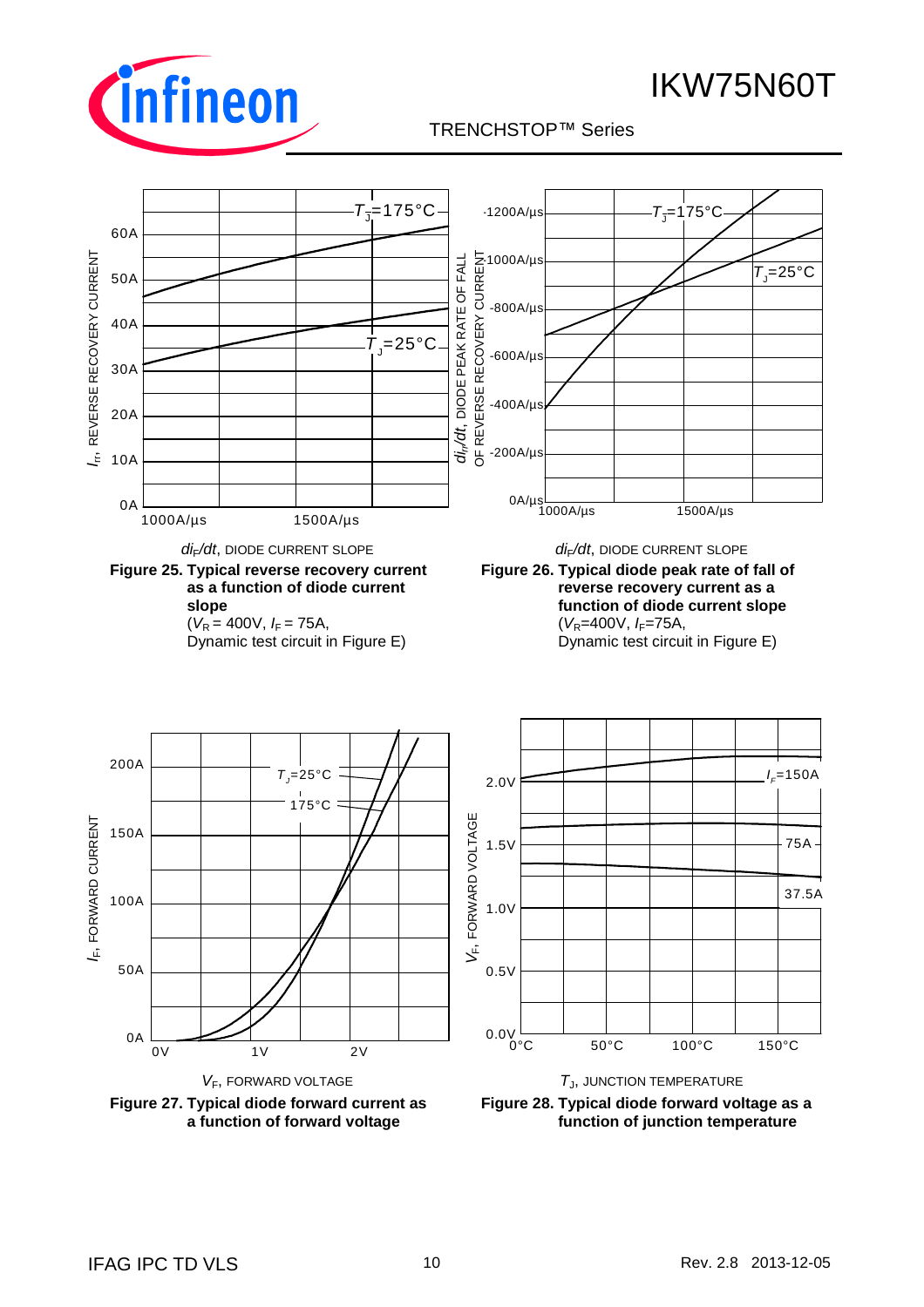Figure 25. Typical reverse recovery current as a function of diode current slope
($V_R$ = 400V, $I_F$ = 75A,
Dynamic test circuit in Figure E)

Figure 26. Typical diode peak rate of fall of reverse recovery current as a function of diode current slope
($V_R$=400V, $I_F$=75A,
Dynamic test circuit in Figure E)

Figure 27. Typical diode forward current as a function of forward voltage

Figure 28. Typical diode forward voltage as a function of junction temperature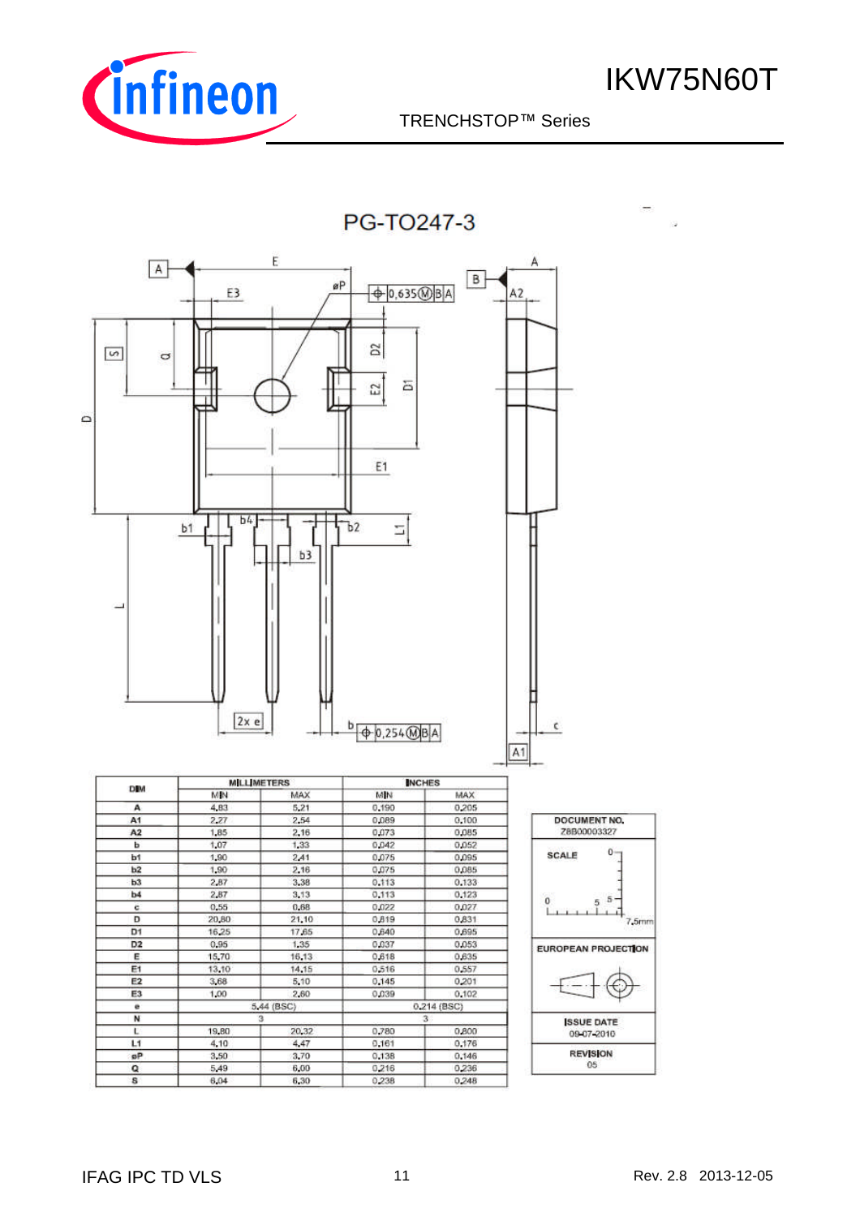# PG-TO247-3

| DIM | MILLIMETERS | | INCHES | |
|---|---|---|---|---|
| | MIN | MAX | MIN | MAX |
| A | 4,83 | 5,21 | 0,190 | 0,205 |
| A1 | 2,27 | 2,54 | 0,089 | 0,100 |
| A2 | 1,85 | 2,16 | 0,073 | 0,085 |
| b | 1,07 | 1,33 | 0,042 | 0,052 |
| b1 | 1,90 | 2,41 | 0,075 | 0,095 |
| b2 | 1,90 | 2,16 | 0,075 | 0,085 |
| b3 | 2,87 | 3,38 | 0,113 | 0,133 |
| b4 | 2,87 | 3,13 | 0,113 | 0,123 |
| c | 0,55 | 0,68 | 0,022 | 0,027 |
| D | 20,80 | 21,10 | 0,819 | 0,831 |
| D1 | 16,25 | 17,65 | 0,640 | 0,695 |
| D2 | 0,95 | 1,35 | 0,037 | 0,053 |
| E | 15,70 | 16,13 | 0,618 | 0,635 |
| E1 | 13,10 | 14,15 | 0,516 | 0,557 |
| E2 | 3,68 | 5,10 | 0,145 | 0,201 |
| E3 | 1,00 | 2,60 | 0,039 | 0,102 |
| e | 5,44 (BSC) | | 0,214 (BSC) | |
| N | 3 | | 3 | |
| L | 19,80 | 20,32 | 0,780 | 0,800 |
| L1 | 4,10 | 4,47 | 0,161 | 0,176 |
| øP | 3,50 | 3,70 | 0,138 | 0,146 |
| Q | 5,49 | 6,00 | 0,216 | 0,236 |
| S | 6,04 | 6,30 | 0,238 | 0,248 |

DOCUMENT NO.
Z8B00003327

SCALE 0 5 7,5mm

EUROPEAN PROJECTION

ISSUE DATE
09-07-2010

REVISION
05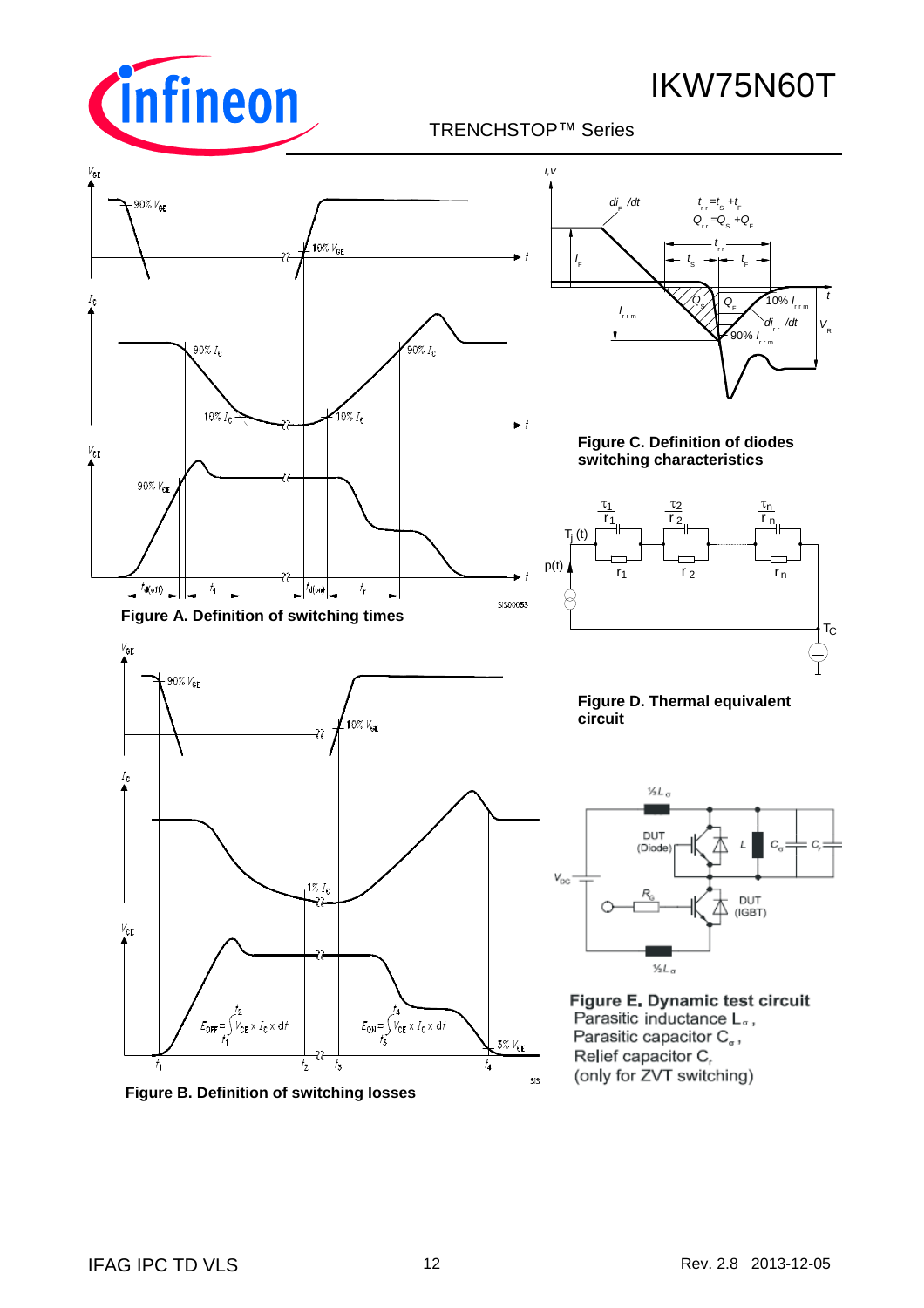**Figure A. Definition of switching times**

**Figure B. Definition of switching losses**

**Figure C. Definition of diodes switching characteristics**

**Figure D. Thermal equivalent circuit**

**Figure E. Dynamic test circuit**
Parasitic inductance $L_\sigma$,
Parasitic capacitor $C_\sigma$,
Relief capacitor $C_r$
(only for ZVT switching)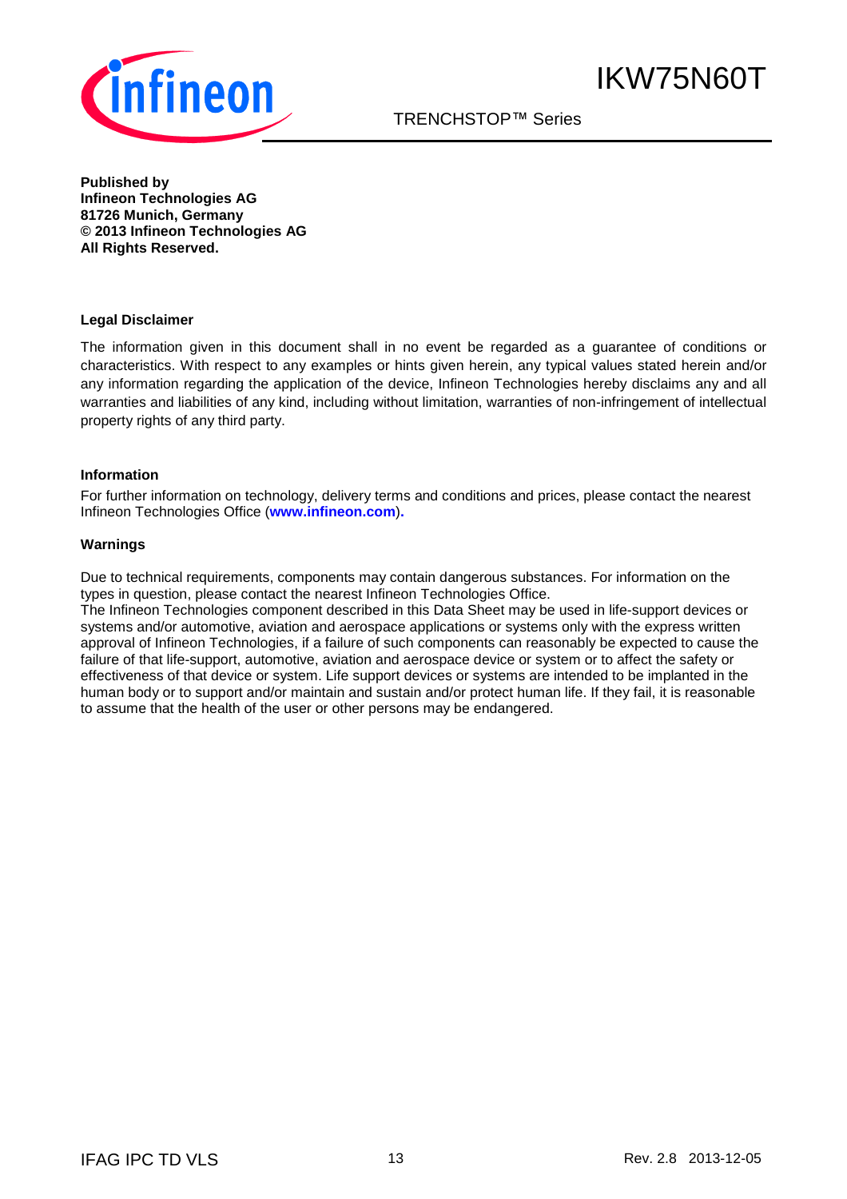**Published by**
**Infineon Technologies AG**
**81726 Munich, Germany**
**© 2013 Infineon Technologies AG**
**All Rights Reserved.**

### Legal Disclaimer

The information given in this document shall in no event be regarded as a guarantee of conditions or characteristics. With respect to any examples or hints given herein, any typical values stated herein and/or any information regarding the application of the device, Infineon Technologies hereby disclaims any and all warranties and liabilities of any kind, including without limitation, warranties of non-infringement of intellectual property rights of any third party.

### Information

For further information on technology, delivery terms and conditions and prices, please contact the nearest Infineon Technologies Office (**www.infineon.com**).

### Warnings

Due to technical requirements, components may contain dangerous substances. For information on the types in question, please contact the nearest Infineon Technologies Office.
The Infineon Technologies component described in this Data Sheet may be used in life-support devices or systems and/or automotive, aviation and aerospace applications or systems only with the express written approval of Infineon Technologies, if a failure of such components can reasonably be expected to cause the failure of that life-support, automotive, aviation and aerospace device or system or to affect the safety or effectiveness of that device or system. Life support devices or systems are intended to be implanted in the human body or to support and/or maintain and sustain and/or protect human life. If they fail, it is reasonable to assume that the health of the user or other persons may be endangered.